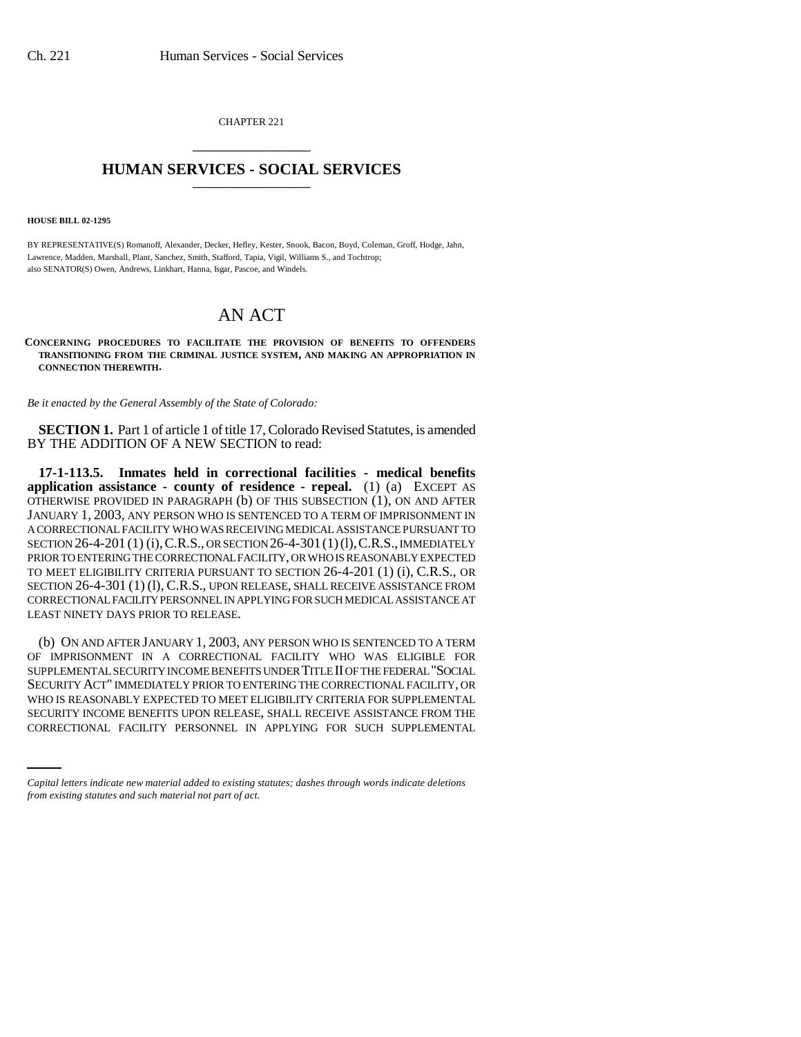CHAPTER 221

# HUMAN SERVICES - SOCIAL SERVICES

**HOUSE BILL 02-1295**

BY REPRESENTATIVE(S) Romanoff, Alexander, Decker, Hefley, Kester, Snook, Bacon, Boyd, Coleman, Groff, Hodge, Jahn, Lawrence, Madden, Marshall, Plant, Sanchez, Smith, Stafford, Tapia, Vigil, Williams S., and Tochtrop;
also SENATOR(S) Owen, Andrews, Linkhart, Hanna, Isgar, Pascoe, and Windels.

# AN ACT

**CONCERNING PROCEDURES TO FACILITATE THE PROVISION OF BENEFITS TO OFFENDERS TRANSITIONING FROM THE CRIMINAL JUSTICE SYSTEM, AND MAKING AN APPROPRIATION IN CONNECTION THEREWITH.**

*Be it enacted by the General Assembly of the State of Colorado:*

**SECTION 1.** Part 1 of article 1 of title 17, Colorado Revised Statutes, is amended BY THE ADDITION OF A NEW SECTION to read:

**17-1-113.5. Inmates held in correctional facilities - medical benefits application assistance - county of residence - repeal.** (1) (a) EXCEPT AS OTHERWISE PROVIDED IN PARAGRAPH (b) OF THIS SUBSECTION (1), ON AND AFTER JANUARY 1, 2003, ANY PERSON WHO IS SENTENCED TO A TERM OF IMPRISONMENT IN A CORRECTIONAL FACILITY WHO WAS RECEIVING MEDICAL ASSISTANCE PURSUANT TO SECTION 26-4-201 (1) (i), C.R.S., OR SECTION 26-4-301 (1) (l), C.R.S., IMMEDIATELY PRIOR TO ENTERING THE CORRECTIONAL FACILITY, OR WHO IS REASONABLY EXPECTED TO MEET ELIGIBILITY CRITERIA PURSUANT TO SECTION 26-4-201 (1) (i), C.R.S., OR SECTION 26-4-301 (1) (l), C.R.S., UPON RELEASE, SHALL RECEIVE ASSISTANCE FROM CORRECTIONAL FACILITY PERSONNEL IN APPLYING FOR SUCH MEDICAL ASSISTANCE AT LEAST NINETY DAYS PRIOR TO RELEASE.

(b) ON AND AFTER JANUARY 1, 2003, ANY PERSON WHO IS SENTENCED TO A TERM OF IMPRISONMENT IN A CORRECTIONAL FACILITY WHO WAS ELIGIBLE FOR SUPPLEMENTAL SECURITY INCOME BENEFITS UNDER TITLE II OF THE FEDERAL "SOCIAL SECURITY ACT" IMMEDIATELY PRIOR TO ENTERING THE CORRECTIONAL FACILITY, OR WHO IS REASONABLY EXPECTED TO MEET ELIGIBILITY CRITERIA FOR SUPPLEMENTAL SECURITY INCOME BENEFITS UPON RELEASE, SHALL RECEIVE ASSISTANCE FROM THE CORRECTIONAL FACILITY PERSONNEL IN APPLYING FOR SUCH SUPPLEMENTAL

*Capital letters indicate new material added to existing statutes; dashes through words indicate deletions from existing statutes and such material not part of act.*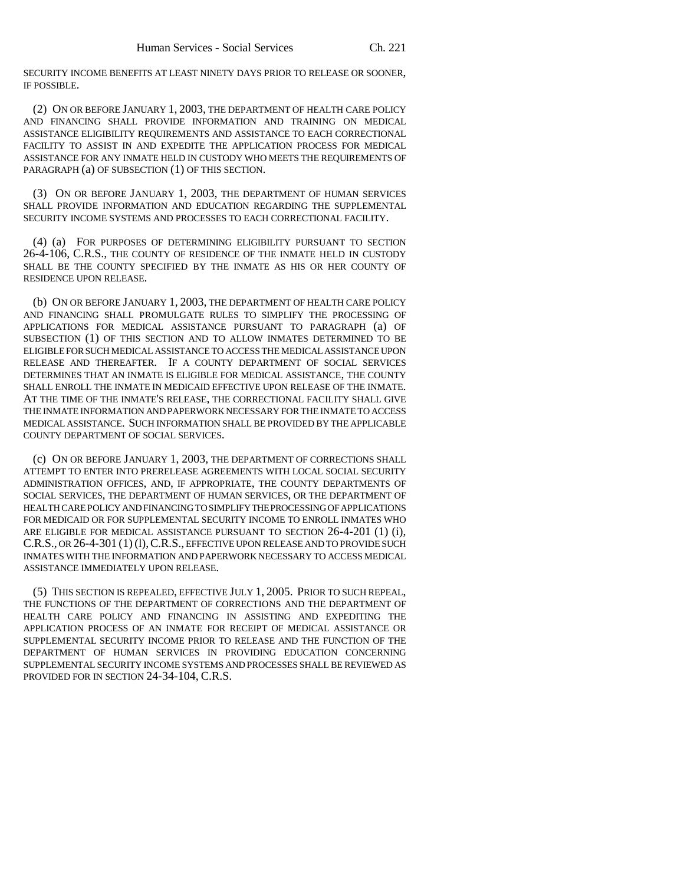SECURITY INCOME BENEFITS AT LEAST NINETY DAYS PRIOR TO RELEASE OR SOONER, IF POSSIBLE.

(2) ON OR BEFORE JANUARY 1, 2003, THE DEPARTMENT OF HEALTH CARE POLICY AND FINANCING SHALL PROVIDE INFORMATION AND TRAINING ON MEDICAL ASSISTANCE ELIGIBILITY REQUIREMENTS AND ASSISTANCE TO EACH CORRECTIONAL FACILITY TO ASSIST IN AND EXPEDITE THE APPLICATION PROCESS FOR MEDICAL ASSISTANCE FOR ANY INMATE HELD IN CUSTODY WHO MEETS THE REQUIREMENTS OF PARAGRAPH (a) OF SUBSECTION (1) OF THIS SECTION.

(3) ON OR BEFORE JANUARY 1, 2003, THE DEPARTMENT OF HUMAN SERVICES SHALL PROVIDE INFORMATION AND EDUCATION REGARDING THE SUPPLEMENTAL SECURITY INCOME SYSTEMS AND PROCESSES TO EACH CORRECTIONAL FACILITY.

(4) (a) FOR PURPOSES OF DETERMINING ELIGIBILITY PURSUANT TO SECTION 26-4-106, C.R.S., THE COUNTY OF RESIDENCE OF THE INMATE HELD IN CUSTODY SHALL BE THE COUNTY SPECIFIED BY THE INMATE AS HIS OR HER COUNTY OF RESIDENCE UPON RELEASE.

(b) ON OR BEFORE JANUARY 1, 2003, THE DEPARTMENT OF HEALTH CARE POLICY AND FINANCING SHALL PROMULGATE RULES TO SIMPLIFY THE PROCESSING OF APPLICATIONS FOR MEDICAL ASSISTANCE PURSUANT TO PARAGRAPH (a) OF SUBSECTION (1) OF THIS SECTION AND TO ALLOW INMATES DETERMINED TO BE ELIGIBLE FOR SUCH MEDICAL ASSISTANCE TO ACCESS THE MEDICAL ASSISTANCE UPON RELEASE AND THEREAFTER. IF A COUNTY DEPARTMENT OF SOCIAL SERVICES DETERMINES THAT AN INMATE IS ELIGIBLE FOR MEDICAL ASSISTANCE, THE COUNTY SHALL ENROLL THE INMATE IN MEDICAID EFFECTIVE UPON RELEASE OF THE INMATE. AT THE TIME OF THE INMATE'S RELEASE, THE CORRECTIONAL FACILITY SHALL GIVE THE INMATE INFORMATION AND PAPERWORK NECESSARY FOR THE INMATE TO ACCESS MEDICAL ASSISTANCE. SUCH INFORMATION SHALL BE PROVIDED BY THE APPLICABLE COUNTY DEPARTMENT OF SOCIAL SERVICES.

(c) ON OR BEFORE JANUARY 1, 2003, THE DEPARTMENT OF CORRECTIONS SHALL ATTEMPT TO ENTER INTO PRERELEASE AGREEMENTS WITH LOCAL SOCIAL SECURITY ADMINISTRATION OFFICES, AND, IF APPROPRIATE, THE COUNTY DEPARTMENTS OF SOCIAL SERVICES, THE DEPARTMENT OF HUMAN SERVICES, OR THE DEPARTMENT OF HEALTH CARE POLICY AND FINANCING TO SIMPLIFY THE PROCESSING OF APPLICATIONS FOR MEDICAID OR FOR SUPPLEMENTAL SECURITY INCOME TO ENROLL INMATES WHO ARE ELIGIBLE FOR MEDICAL ASSISTANCE PURSUANT TO SECTION 26-4-201 (1) (i), C.R.S., OR 26-4-301 (1) (l), C.R.S., EFFECTIVE UPON RELEASE AND TO PROVIDE SUCH INMATES WITH THE INFORMATION AND PAPERWORK NECESSARY TO ACCESS MEDICAL ASSISTANCE IMMEDIATELY UPON RELEASE.

(5) THIS SECTION IS REPEALED, EFFECTIVE JULY 1, 2005. PRIOR TO SUCH REPEAL, THE FUNCTIONS OF THE DEPARTMENT OF CORRECTIONS AND THE DEPARTMENT OF HEALTH CARE POLICY AND FINANCING IN ASSISTING AND EXPEDITING THE APPLICATION PROCESS OF AN INMATE FOR RECEIPT OF MEDICAL ASSISTANCE OR SUPPLEMENTAL SECURITY INCOME PRIOR TO RELEASE AND THE FUNCTION OF THE DEPARTMENT OF HUMAN SERVICES IN PROVIDING EDUCATION CONCERNING SUPPLEMENTAL SECURITY INCOME SYSTEMS AND PROCESSES SHALL BE REVIEWED AS PROVIDED FOR IN SECTION 24-34-104, C.R.S.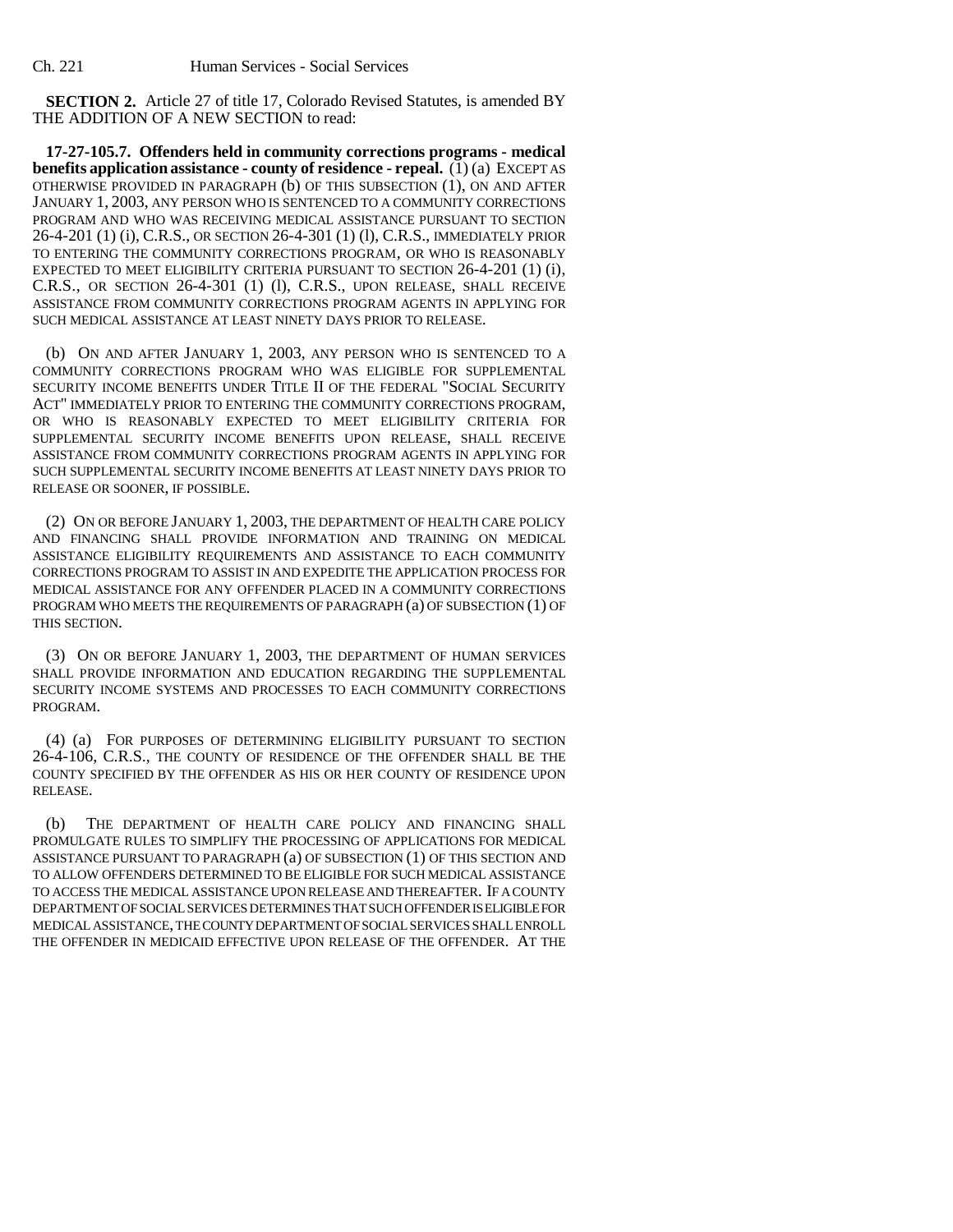**SECTION 2.** Article 27 of title 17, Colorado Revised Statutes, is amended BY THE ADDITION OF A NEW SECTION to read:

**17-27-105.7. Offenders held in community corrections programs - medical benefits application assistance - county of residence - repeal.** (1) (a) EXCEPT AS OTHERWISE PROVIDED IN PARAGRAPH (b) OF THIS SUBSECTION (1), ON AND AFTER JANUARY 1, 2003, ANY PERSON WHO IS SENTENCED TO A COMMUNITY CORRECTIONS PROGRAM AND WHO WAS RECEIVING MEDICAL ASSISTANCE PURSUANT TO SECTION 26-4-201 (1) (i), C.R.S., OR SECTION 26-4-301 (1) (l), C.R.S., IMMEDIATELY PRIOR TO ENTERING THE COMMUNITY CORRECTIONS PROGRAM, OR WHO IS REASONABLY EXPECTED TO MEET ELIGIBILITY CRITERIA PURSUANT TO SECTION 26-4-201 (1) (i), C.R.S., OR SECTION 26-4-301 (1) (l), C.R.S., UPON RELEASE, SHALL RECEIVE ASSISTANCE FROM COMMUNITY CORRECTIONS PROGRAM AGENTS IN APPLYING FOR SUCH MEDICAL ASSISTANCE AT LEAST NINETY DAYS PRIOR TO RELEASE.

(b) ON AND AFTER JANUARY 1, 2003, ANY PERSON WHO IS SENTENCED TO A COMMUNITY CORRECTIONS PROGRAM WHO WAS ELIGIBLE FOR SUPPLEMENTAL SECURITY INCOME BENEFITS UNDER TITLE II OF THE FEDERAL "SOCIAL SECURITY ACT" IMMEDIATELY PRIOR TO ENTERING THE COMMUNITY CORRECTIONS PROGRAM, OR WHO IS REASONABLY EXPECTED TO MEET ELIGIBILITY CRITERIA FOR SUPPLEMENTAL SECURITY INCOME BENEFITS UPON RELEASE, SHALL RECEIVE ASSISTANCE FROM COMMUNITY CORRECTIONS PROGRAM AGENTS IN APPLYING FOR SUCH SUPPLEMENTAL SECURITY INCOME BENEFITS AT LEAST NINETY DAYS PRIOR TO RELEASE OR SOONER, IF POSSIBLE.

(2) ON OR BEFORE JANUARY 1, 2003, THE DEPARTMENT OF HEALTH CARE POLICY AND FINANCING SHALL PROVIDE INFORMATION AND TRAINING ON MEDICAL ASSISTANCE ELIGIBILITY REQUIREMENTS AND ASSISTANCE TO EACH COMMUNITY CORRECTIONS PROGRAM TO ASSIST IN AND EXPEDITE THE APPLICATION PROCESS FOR MEDICAL ASSISTANCE FOR ANY OFFENDER PLACED IN A COMMUNITY CORRECTIONS PROGRAM WHO MEETS THE REQUIREMENTS OF PARAGRAPH (a) OF SUBSECTION (1) OF THIS SECTION.

(3) ON OR BEFORE JANUARY 1, 2003, THE DEPARTMENT OF HUMAN SERVICES SHALL PROVIDE INFORMATION AND EDUCATION REGARDING THE SUPPLEMENTAL SECURITY INCOME SYSTEMS AND PROCESSES TO EACH COMMUNITY CORRECTIONS PROGRAM.

(4) (a) FOR PURPOSES OF DETERMINING ELIGIBILITY PURSUANT TO SECTION 26-4-106, C.R.S., THE COUNTY OF RESIDENCE OF THE OFFENDER SHALL BE THE COUNTY SPECIFIED BY THE OFFENDER AS HIS OR HER COUNTY OF RESIDENCE UPON RELEASE.

(b) THE DEPARTMENT OF HEALTH CARE POLICY AND FINANCING SHALL PROMULGATE RULES TO SIMPLIFY THE PROCESSING OF APPLICATIONS FOR MEDICAL ASSISTANCE PURSUANT TO PARAGRAPH (a) OF SUBSECTION (1) OF THIS SECTION AND TO ALLOW OFFENDERS DETERMINED TO BE ELIGIBLE FOR SUCH MEDICAL ASSISTANCE TO ACCESS THE MEDICAL ASSISTANCE UPON RELEASE AND THEREAFTER. IF A COUNTY DEPARTMENT OF SOCIAL SERVICES DETERMINES THAT SUCH OFFENDER IS ELIGIBLE FOR MEDICAL ASSISTANCE, THE COUNTY DEPARTMENT OF SOCIAL SERVICES SHALL ENROLL THE OFFENDER IN MEDICAID EFFECTIVE UPON RELEASE OF THE OFFENDER. AT THE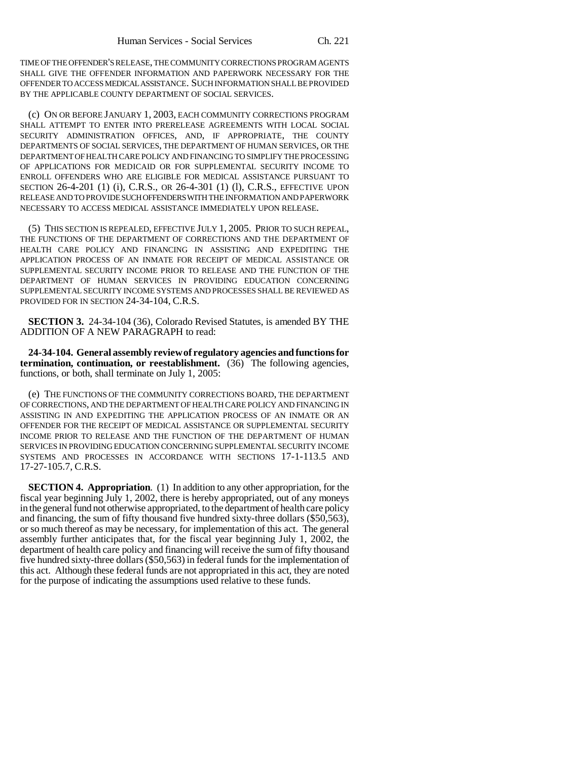TIME OF THE OFFENDER'S RELEASE, THE COMMUNITY CORRECTIONS PROGRAM AGENTS SHALL GIVE THE OFFENDER INFORMATION AND PAPERWORK NECESSARY FOR THE OFFENDER TO ACCESS MEDICAL ASSISTANCE. SUCH INFORMATION SHALL BE PROVIDED BY THE APPLICABLE COUNTY DEPARTMENT OF SOCIAL SERVICES.

(c) ON OR BEFORE JANUARY 1, 2003, EACH COMMUNITY CORRECTIONS PROGRAM SHALL ATTEMPT TO ENTER INTO PRERELEASE AGREEMENTS WITH LOCAL SOCIAL SECURITY ADMINISTRATION OFFICES, AND, IF APPROPRIATE, THE COUNTY DEPARTMENTS OF SOCIAL SERVICES, THE DEPARTMENT OF HUMAN SERVICES, OR THE DEPARTMENT OF HEALTH CARE POLICY AND FINANCING TO SIMPLIFY THE PROCESSING OF APPLICATIONS FOR MEDICAID OR FOR SUPPLEMENTAL SECURITY INCOME TO ENROLL OFFENDERS WHO ARE ELIGIBLE FOR MEDICAL ASSISTANCE PURSUANT TO SECTION 26-4-201 (1) (i), C.R.S., OR 26-4-301 (1) (l), C.R.S., EFFECTIVE UPON RELEASE AND TO PROVIDE SUCH OFFENDERS WITH THE INFORMATION AND PAPERWORK NECESSARY TO ACCESS MEDICAL ASSISTANCE IMMEDIATELY UPON RELEASE.

(5) THIS SECTION IS REPEALED, EFFECTIVE JULY 1, 2005. PRIOR TO SUCH REPEAL, THE FUNCTIONS OF THE DEPARTMENT OF CORRECTIONS AND THE DEPARTMENT OF HEALTH CARE POLICY AND FINANCING IN ASSISTING AND EXPEDITING THE APPLICATION PROCESS OF AN INMATE FOR RECEIPT OF MEDICAL ASSISTANCE OR SUPPLEMENTAL SECURITY INCOME PRIOR TO RELEASE AND THE FUNCTION OF THE DEPARTMENT OF HUMAN SERVICES IN PROVIDING EDUCATION CONCERNING SUPPLEMENTAL SECURITY INCOME SYSTEMS AND PROCESSES SHALL BE REVIEWED AS PROVIDED FOR IN SECTION 24-34-104, C.R.S.

**SECTION 3.** 24-34-104 (36), Colorado Revised Statutes, is amended BY THE ADDITION OF A NEW PARAGRAPH to read:

**24-34-104. General assembly review of regulatory agencies and functions for termination, continuation, or reestablishment.** (36) The following agencies, functions, or both, shall terminate on July 1, 2005:

(e) THE FUNCTIONS OF THE COMMUNITY CORRECTIONS BOARD, THE DEPARTMENT OF CORRECTIONS, AND THE DEPARTMENT OF HEALTH CARE POLICY AND FINANCING IN ASSISTING IN AND EXPEDITING THE APPLICATION PROCESS OF AN INMATE OR AN OFFENDER FOR THE RECEIPT OF MEDICAL ASSISTANCE OR SUPPLEMENTAL SECURITY INCOME PRIOR TO RELEASE AND THE FUNCTION OF THE DEPARTMENT OF HUMAN SERVICES IN PROVIDING EDUCATION CONCERNING SUPPLEMENTAL SECURITY INCOME SYSTEMS AND PROCESSES IN ACCORDANCE WITH SECTIONS 17-1-113.5 AND 17-27-105.7, C.R.S.

**SECTION 4. Appropriation**. (1) In addition to any other appropriation, for the fiscal year beginning July 1, 2002, there is hereby appropriated, out of any moneys in the general fund not otherwise appropriated, to the department of health care policy and financing, the sum of fifty thousand five hundred sixty-three dollars ($50,563), or so much thereof as may be necessary, for implementation of this act. The general assembly further anticipates that, for the fiscal year beginning July 1, 2002, the department of health care policy and financing will receive the sum of fifty thousand five hundred sixty-three dollars ($50,563) in federal funds for the implementation of this act. Although these federal funds are not appropriated in this act, they are noted for the purpose of indicating the assumptions used relative to these funds.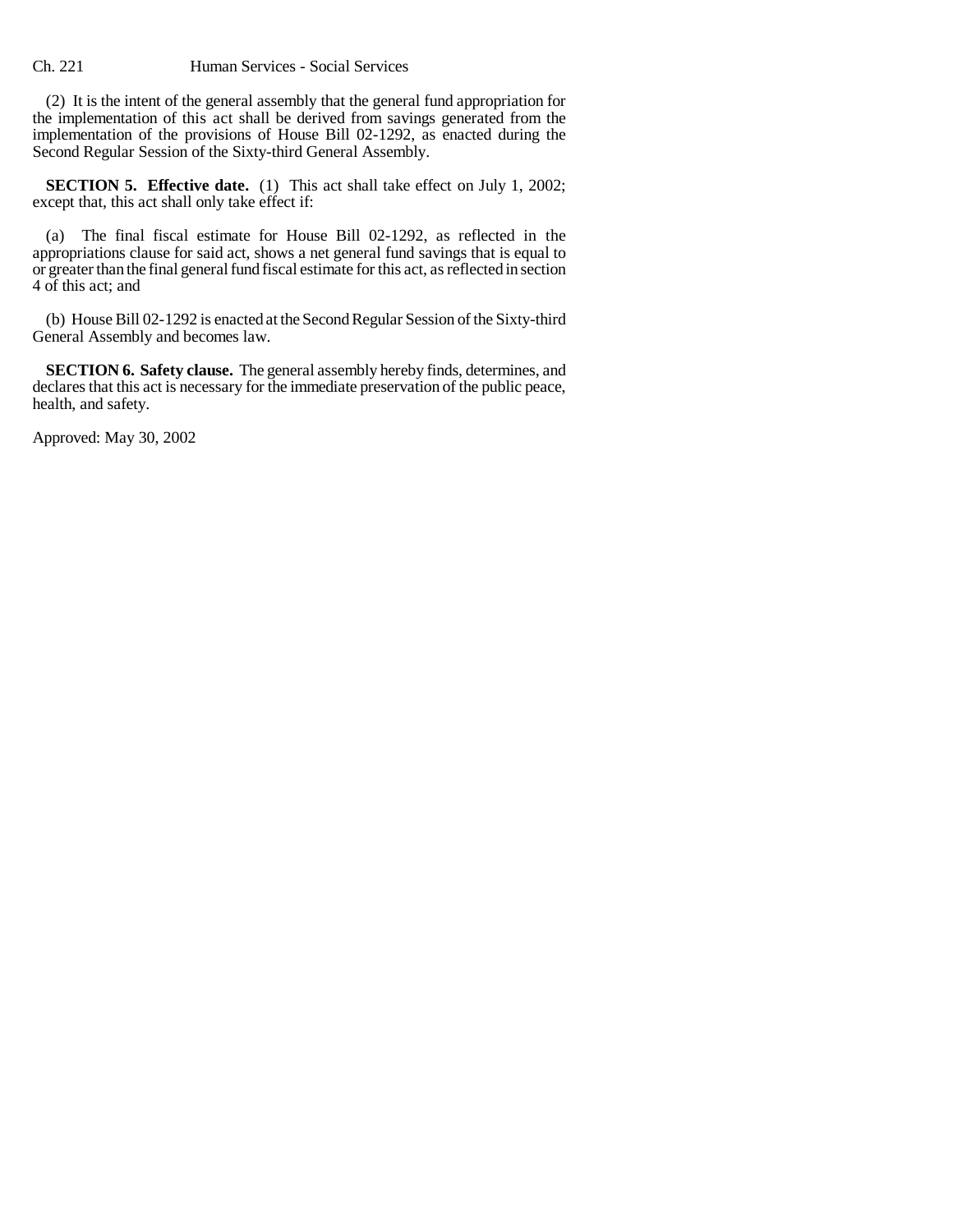(2) It is the intent of the general assembly that the general fund appropriation for the implementation of this act shall be derived from savings generated from the implementation of the provisions of House Bill 02-1292, as enacted during the Second Regular Session of the Sixty-third General Assembly.

**SECTION 5. Effective date.** (1) This act shall take effect on July 1, 2002; except that, this act shall only take effect if:

(a) The final fiscal estimate for House Bill 02-1292, as reflected in the appropriations clause for said act, shows a net general fund savings that is equal to or greater than the final general fund fiscal estimate for this act, as reflected in section 4 of this act; and

(b) House Bill 02-1292 is enacted at the Second Regular Session of the Sixty-third General Assembly and becomes law.

**SECTION 6. Safety clause.** The general assembly hereby finds, determines, and declares that this act is necessary for the immediate preservation of the public peace, health, and safety.

Approved: May 30, 2002